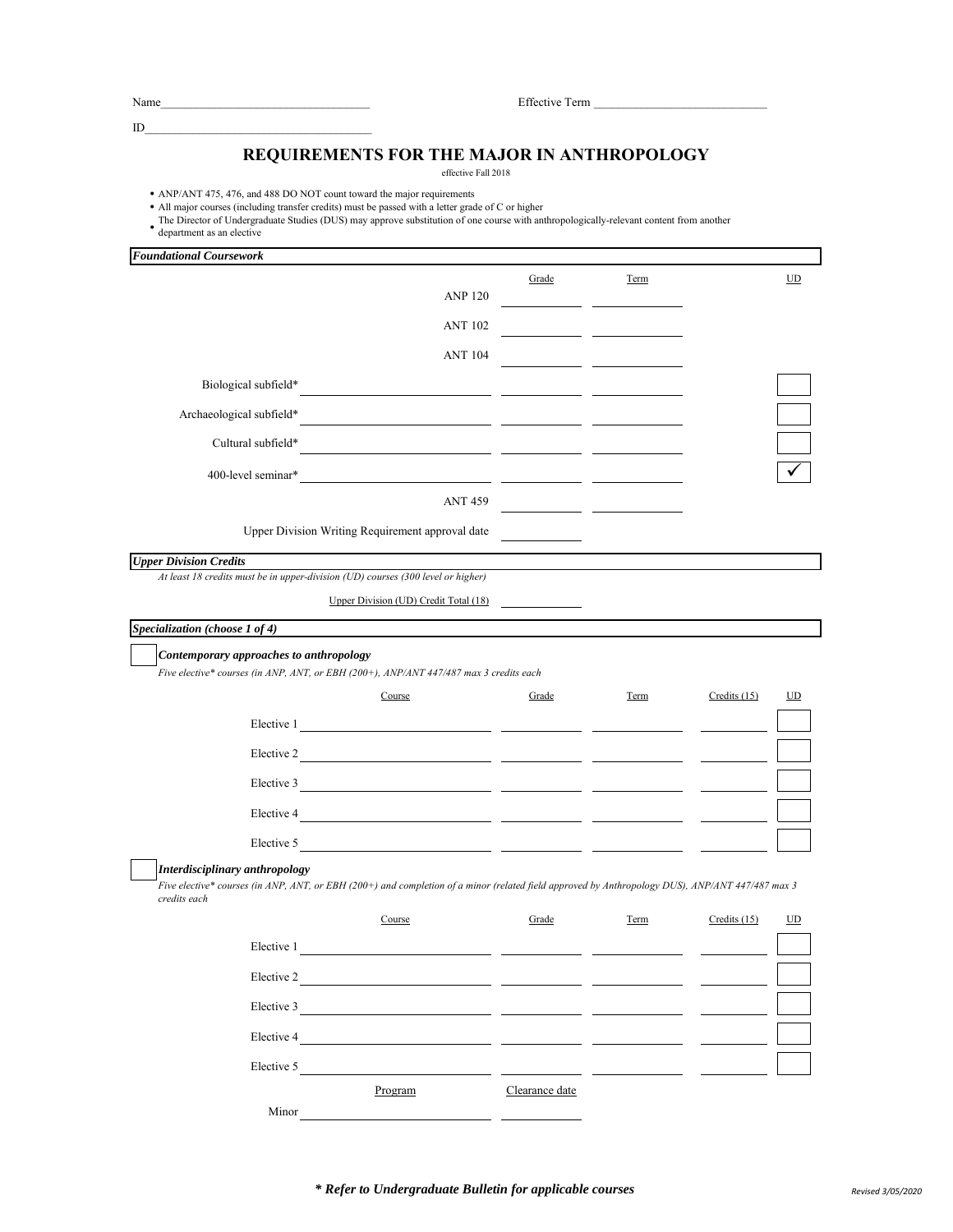Name___________________________________ Effective Term _____________________________

ID______________________________________

# REQUIREMENTS FOR THE MAJOR IN ANTHROPOLOGY

effective Fall 2018

- ANP/ANT 475, 476, and 488 DO NOT count toward the major requirements
- All major courses (including transfer credits) must be passed with a letter grade of C or higher
- The Director of Undergraduate Studies (DUS) may approve substitution of one course with anthropologically-relevant content from another department as an elective

## *Foundational Coursework*

| | Course | Grade | Term | UD |
|---|---|---|---|---|
| ANP 120 | | | | |
| ANT 102 | | | | |
| ANT 104 | | | | |
| Biological subfield* | | | | ☐ |
| Archaeological subfield* | | | | ☐ |
| Cultural subfield* | | | | ☐ |
| 400-level seminar* | | | | ✓ |
| ANT 459 | | | | |
| Upper Division Writing Requirement approval date | | | | |

## *Upper Division Credits*

*At least 18 credits must be in upper-division (UD) courses (300 level or higher)*

Upper Division (UD) Credit Total (18) ____________

## *Specialization (choose 1 of 4)*

☐ ***Contemporary approaches to anthropology***

*Five elective* courses (in ANP, ANT, or EBH (200+), ANP/ANT 447/487 max 3 credits each*

| | Course | Grade | Term | Credits (15) | UD |
|---|---|---|---|---|---|
| Elective 1 | | | | | ☐ |
| Elective 2 | | | | | ☐ |
| Elective 3 | | | | | ☐ |
| Elective 4 | | | | | ☐ |
| Elective 5 | | | | | ☐ |

☐ ***Interdisciplinary anthropology***

*Five elective* courses (in ANP, ANT, or EBH (200+) and completion of a minor (related field approved by Anthropology DUS), ANP/ANT 447/487 max 3 credits each*

| | Course | Grade | Term | Credits (15) | UD |
|---|---|---|---|---|---|
| Elective 1 | | | | | ☐ |
| Elective 2 | | | | | ☐ |
| Elective 3 | | | | | ☐ |
| Elective 4 | | | | | ☐ |
| Elective 5 | | | | | ☐ |

| | Program | Clearance date |
|---|---|---|
| Minor | | |

***\* Refer to Undergraduate Bulletin for applicable courses***

*Revised 3/05/2020*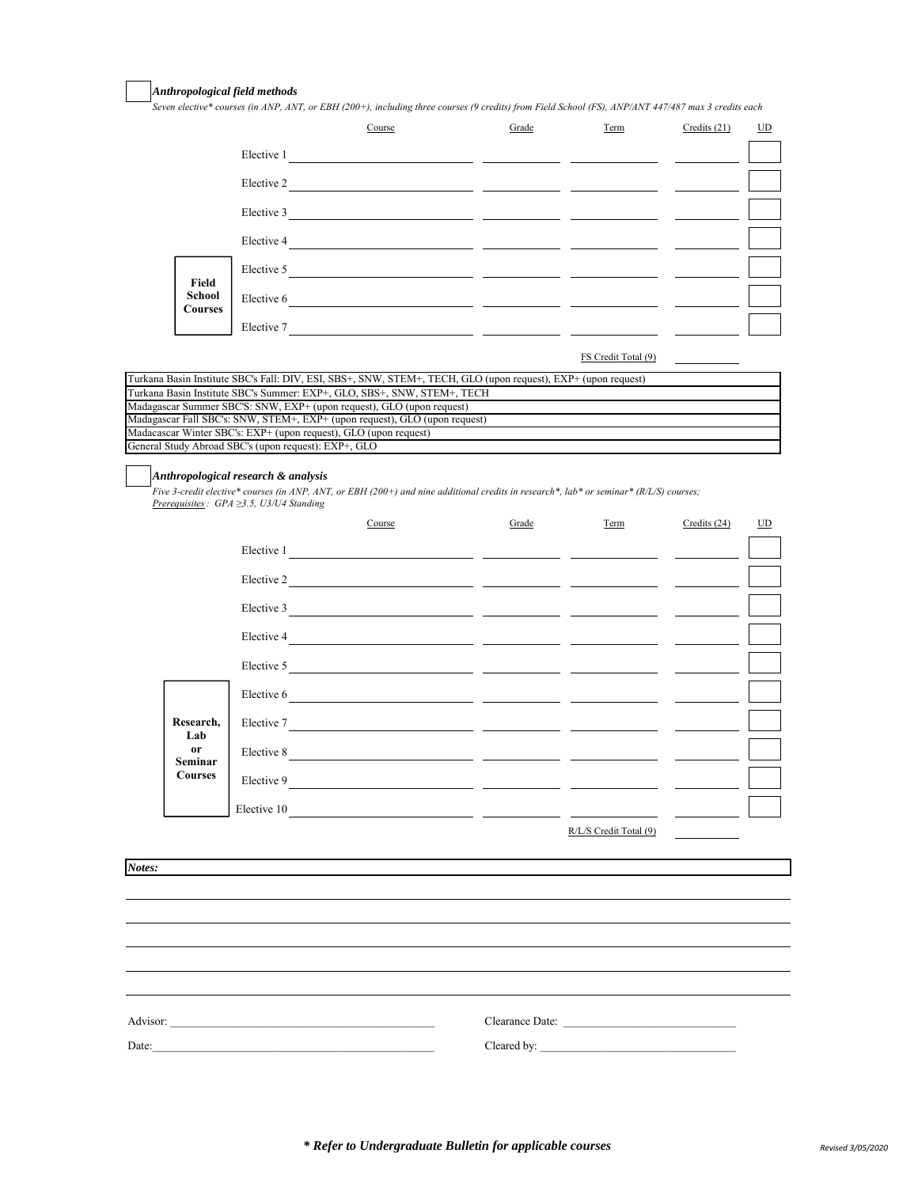☐ ***Anthropological field methods***

*Seven elective\* courses (in ANP, ANT, or EBH (200+), including three courses (9 credits) from Field School (FS), ANP/ANT 447/487 max 3 credits each*

| | | Course | Grade | Term | Credits (21) | UD |
|---|---|---|---|---|---|---|
| | Elective 1 | | | | | |
| | Elective 2 | | | | | |
| | Elective 3 | | | | | |
| | Elective 4 | | | | | |
| **Field School Courses** | Elective 5 | | | | | |
| | Elective 6 | | | | | |
| | Elective 7 | | | | | |
| | | | | FS Credit Total (9) | | |

| |
|---|
| Turkana Basin Institute SBC's Fall: DIV, ESI, SBS+, SNW, STEM+, TECH, GLO (upon request), EXP+ (upon request) |
| Turkana Basin Institute SBC's Summer: EXP+, GLO, SBS+, SNW, STEM+, TECH |
| Madagascar Summer SBC'S: SNW, EXP+ (upon request), GLO (upon request) |
| Madagascar Fall SBC's: SNW, STEM+, EXP+ (upon request), GLO (upon request) |
| Madacascar Winter SBC's: EXP+ (upon request), GLO (upon request) |
| General Study Abroad SBC's (upon request): EXP+, GLO |

☐ ***Anthropological research & analysis***

*Five 3-credit elective\* courses (in ANP, ANT, or EBH (200+) and nine additional credits in research\*, lab\* or seminar\* (R/L/S) courses;*
*Prerequisites: GPA ≥3.5, U3/U4 Standing*

| | | Course | Grade | Term | Credits (24) | UD |
|---|---|---|---|---|---|---|
| | Elective 1 | | | | | |
| | Elective 2 | | | | | |
| | Elective 3 | | | | | |
| | Elective 4 | | | | | |
| | Elective 5 | | | | | |
| **Research, Lab or Seminar Courses** | Elective 6 | | | | | |
| | Elective 7 | | | | | |
| | Elective 8 | | | | | |
| | Elective 9 | | | | | |
| | Elective 10 | | | | | |
| | | | | R/L/S Credit Total (9) | | |

***Notes:***

Advisor: ______________________________

Date: ______________________________

Clearance Date: ______________________________

Cleared by: ______________________________

***\* Refer to Undergraduate Bulletin for applicable courses***

*Revised 3/05/2020*